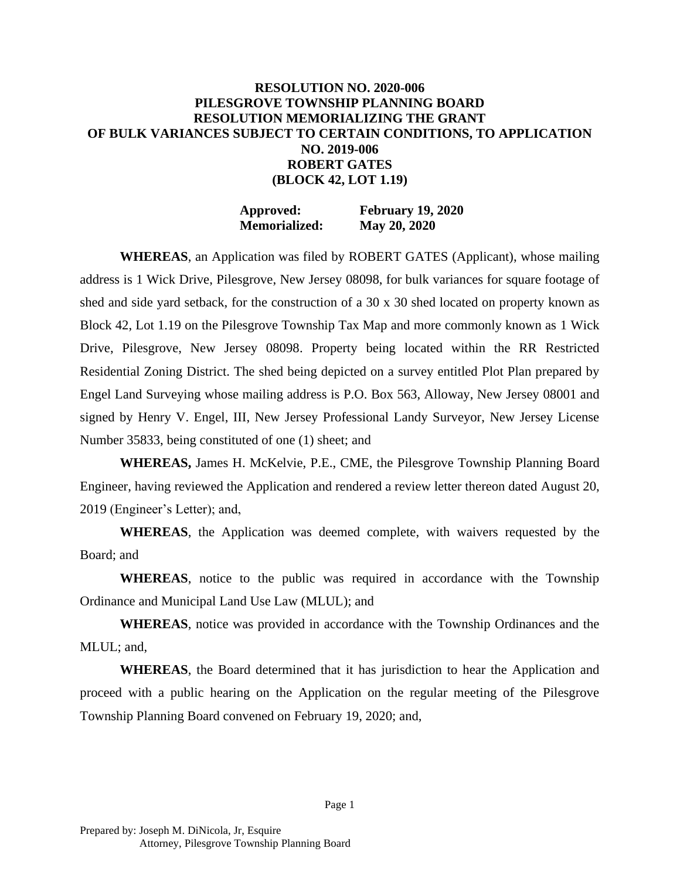# RESOLUTION NO. 2020-006
# PILESGROVE TOWNSHIP PLANNING BOARD
# RESOLUTION MEMORIALIZING THE GRANT OF BULK VARIANCES SUBJECT TO CERTAIN CONDITIONS, TO APPLICATION NO. 2019-006
# ROBERT GATES
# (BLOCK 42, LOT 1.19)

**Approved:** **February 19, 2020**
**Memorialized:** **May 20, 2020**

**WHEREAS**, an Application was filed by ROBERT GATES (Applicant), whose mailing address is 1 Wick Drive, Pilesgrove, New Jersey 08098, for bulk variances for square footage of shed and side yard setback, for the construction of a 30 x 30 shed located on property known as Block 42, Lot 1.19 on the Pilesgrove Township Tax Map and more commonly known as 1 Wick Drive, Pilesgrove, New Jersey 08098. Property being located within the RR Restricted Residential Zoning District. The shed being depicted on a survey entitled Plot Plan prepared by Engel Land Surveying whose mailing address is P.O. Box 563, Alloway, New Jersey 08001 and signed by Henry V. Engel, III, New Jersey Professional Landy Surveyor, New Jersey License Number 35833, being constituted of one (1) sheet; and

**WHEREAS,** James H. McKelvie, P.E., CME, the Pilesgrove Township Planning Board Engineer, having reviewed the Application and rendered a review letter thereon dated August 20, 2019 (Engineer's Letter); and,

**WHEREAS**, the Application was deemed complete, with waivers requested by the Board; and

**WHEREAS**, notice to the public was required in accordance with the Township Ordinance and Municipal Land Use Law (MLUL); and

**WHEREAS**, notice was provided in accordance with the Township Ordinances and the MLUL; and,

**WHEREAS**, the Board determined that it has jurisdiction to hear the Application and proceed with a public hearing on the Application on the regular meeting of the Pilesgrove Township Planning Board convened on February 19, 2020; and,

Prepared by: Joseph M. DiNicola, Jr, Esquire
Attorney, Pilesgrove Township Planning Board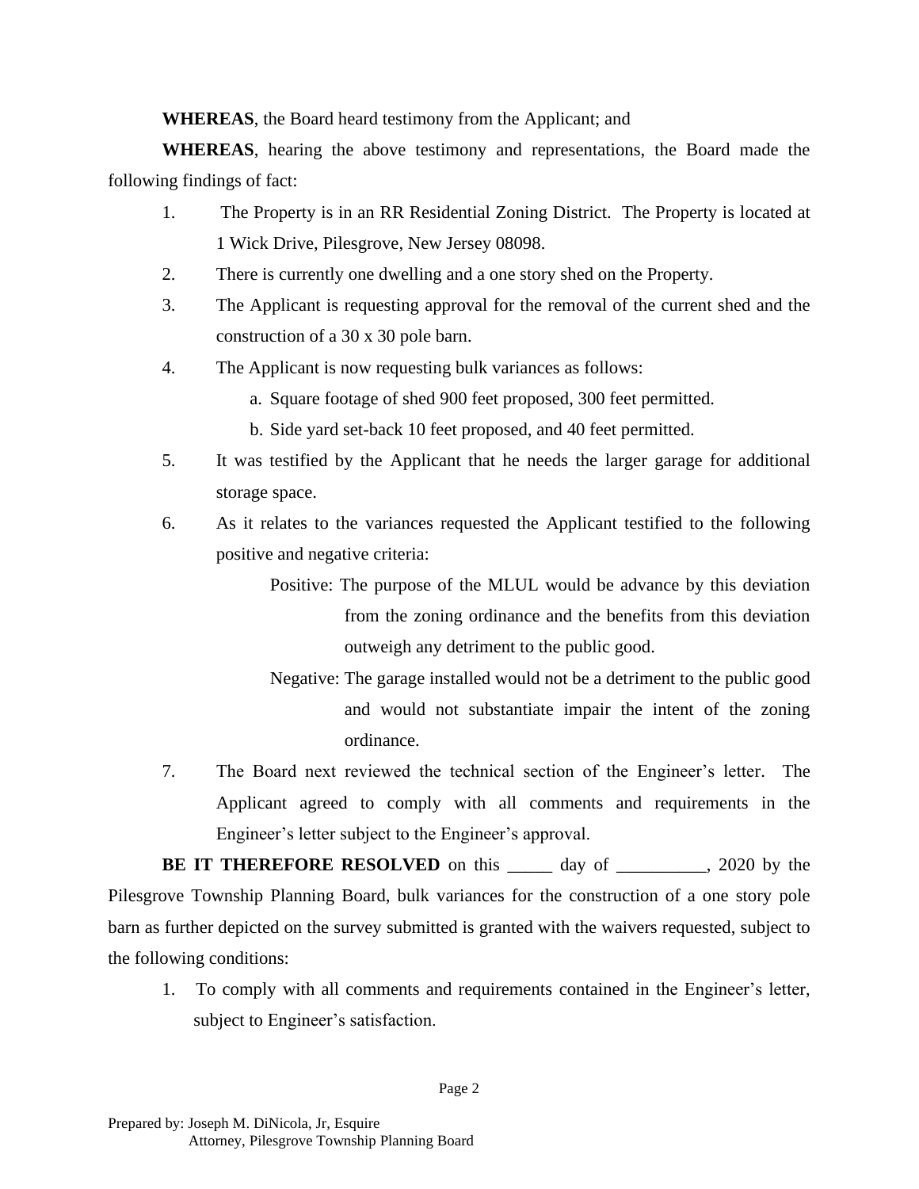**WHEREAS**, the Board heard testimony from the Applicant; and

**WHEREAS**, hearing the above testimony and representations, the Board made the following findings of fact:

1. The Property is in an RR Residential Zoning District. The Property is located at 1 Wick Drive, Pilesgrove, New Jersey 08098.
2. There is currently one dwelling and a one story shed on the Property.
3. The Applicant is requesting approval for the removal of the current shed and the construction of a 30 x 30 pole barn.
4. The Applicant is now requesting bulk variances as follows:
   a. Square footage of shed 900 feet proposed, 300 feet permitted.
   b. Side yard set-back 10 feet proposed, and 40 feet permitted.
5. It was testified by the Applicant that he needs the larger garage for additional storage space.
6. As it relates to the variances requested the Applicant testified to the following positive and negative criteria:

   Positive: The purpose of the MLUL would be advance by this deviation from the zoning ordinance and the benefits from this deviation outweigh any detriment to the public good.

   Negative: The garage installed would not be a detriment to the public good and would not substantiate impair the intent of the zoning ordinance.
7. The Board next reviewed the technical section of the Engineer's letter. The Applicant agreed to comply with all comments and requirements in the Engineer's letter subject to the Engineer's approval.

**BE IT THEREFORE RESOLVED** on this _____ day of __________, 2020 by the Pilesgrove Township Planning Board, bulk variances for the construction of a one story pole barn as further depicted on the survey submitted is granted with the waivers requested, subject to the following conditions:

1. To comply with all comments and requirements contained in the Engineer's letter, subject to Engineer's satisfaction.

Prepared by: Joseph M. DiNicola, Jr, Esquire
Attorney, Pilesgrove Township Planning Board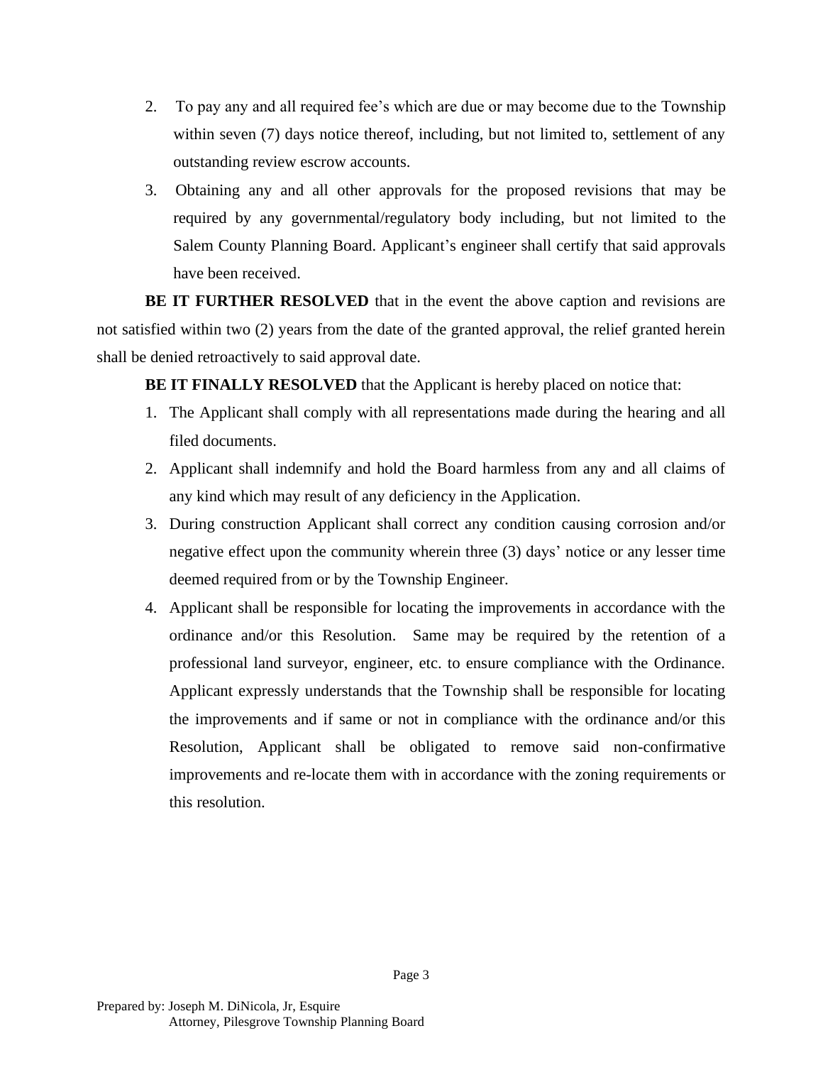2. To pay any and all required fee's which are due or may become due to the Township within seven (7) days notice thereof, including, but not limited to, settlement of any outstanding review escrow accounts.
3. Obtaining any and all other approvals for the proposed revisions that may be required by any governmental/regulatory body including, but not limited to the Salem County Planning Board. Applicant's engineer shall certify that said approvals have been received.

**BE IT FURTHER RESOLVED** that in the event the above caption and revisions are not satisfied within two (2) years from the date of the granted approval, the relief granted herein shall be denied retroactively to said approval date.

**BE IT FINALLY RESOLVED** that the Applicant is hereby placed on notice that:

1. The Applicant shall comply with all representations made during the hearing and all filed documents.
2. Applicant shall indemnify and hold the Board harmless from any and all claims of any kind which may result of any deficiency in the Application.
3. During construction Applicant shall correct any condition causing corrosion and/or negative effect upon the community wherein three (3) days' notice or any lesser time deemed required from or by the Township Engineer.
4. Applicant shall be responsible for locating the improvements in accordance with the ordinance and/or this Resolution. Same may be required by the retention of a professional land surveyor, engineer, etc. to ensure compliance with the Ordinance. Applicant expressly understands that the Township shall be responsible for locating the improvements and if same or not in compliance with the ordinance and/or this Resolution, Applicant shall be obligated to remove said non-confirmative improvements and re-locate them with in accordance with the zoning requirements or this resolution.

Prepared by: Joseph M. DiNicola, Jr, Esquire
Attorney, Pilesgrove Township Planning Board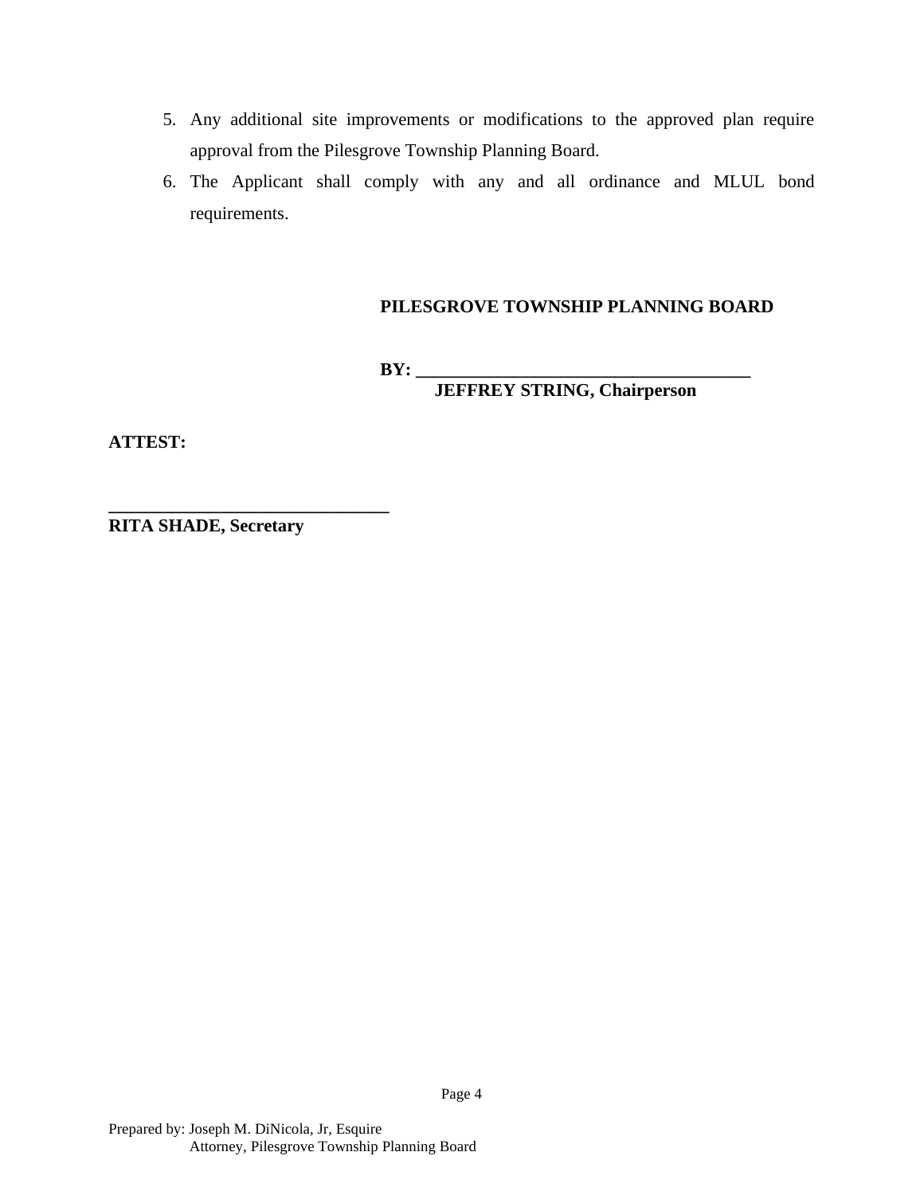5. Any additional site improvements or modifications to the approved plan require approval from the Pilesgrove Township Planning Board.
6. The Applicant shall comply with any and all ordinance and MLUL bond requirements.

**PILESGROVE TOWNSHIP PLANNING BOARD**

**BY: \_\_\_\_\_\_\_\_\_\_\_\_\_\_\_\_\_\_\_\_\_\_\_\_\_\_\_\_\_\_\_\_\_\_\_\_\_\_**
**JEFFREY STRING, Chairperson**

**ATTEST:**

**\_\_\_\_\_\_\_\_\_\_\_\_\_\_\_\_\_\_\_\_\_\_\_\_\_\_\_\_\_\_\_\_\_**
**RITA SHADE, Secretary**

Prepared by: Joseph M. DiNicola, Jr, Esquire
Attorney, Pilesgrove Township Planning Board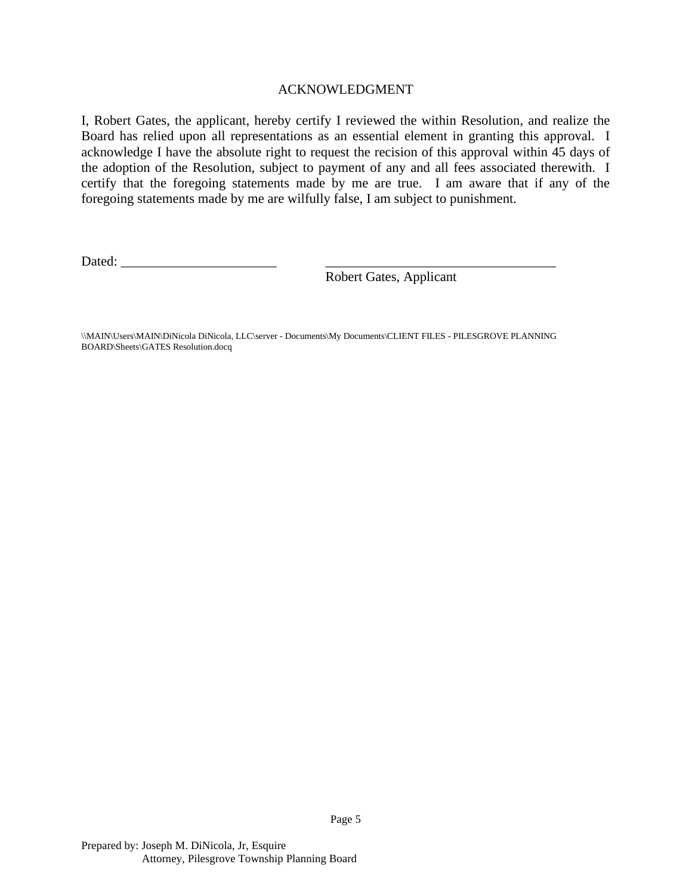## ACKNOWLEDGMENT

I, Robert Gates, the applicant, hereby certify I reviewed the within Resolution, and realize the Board has relied upon all representations as an essential element in granting this approval. I acknowledge I have the absolute right to request the recision of this approval within 45 days of the adoption of the Resolution, subject to payment of any and all fees associated therewith. I certify that the foregoing statements made by me are true. I am aware that if any of the foregoing statements made by me are wilfully false, I am subject to punishment.

Dated: _______________________ ___________________________________

Robert Gates, Applicant

\\MAIN\Users\MAIN\DiNicola DiNicola, LLC\server - Documents\My Documents\CLIENT FILES - PILESGROVE PLANNING BOARD\Sheets\GATES Resolution.docq

Prepared by: Joseph M. DiNicola, Jr, Esquire
Attorney, Pilesgrove Township Planning Board